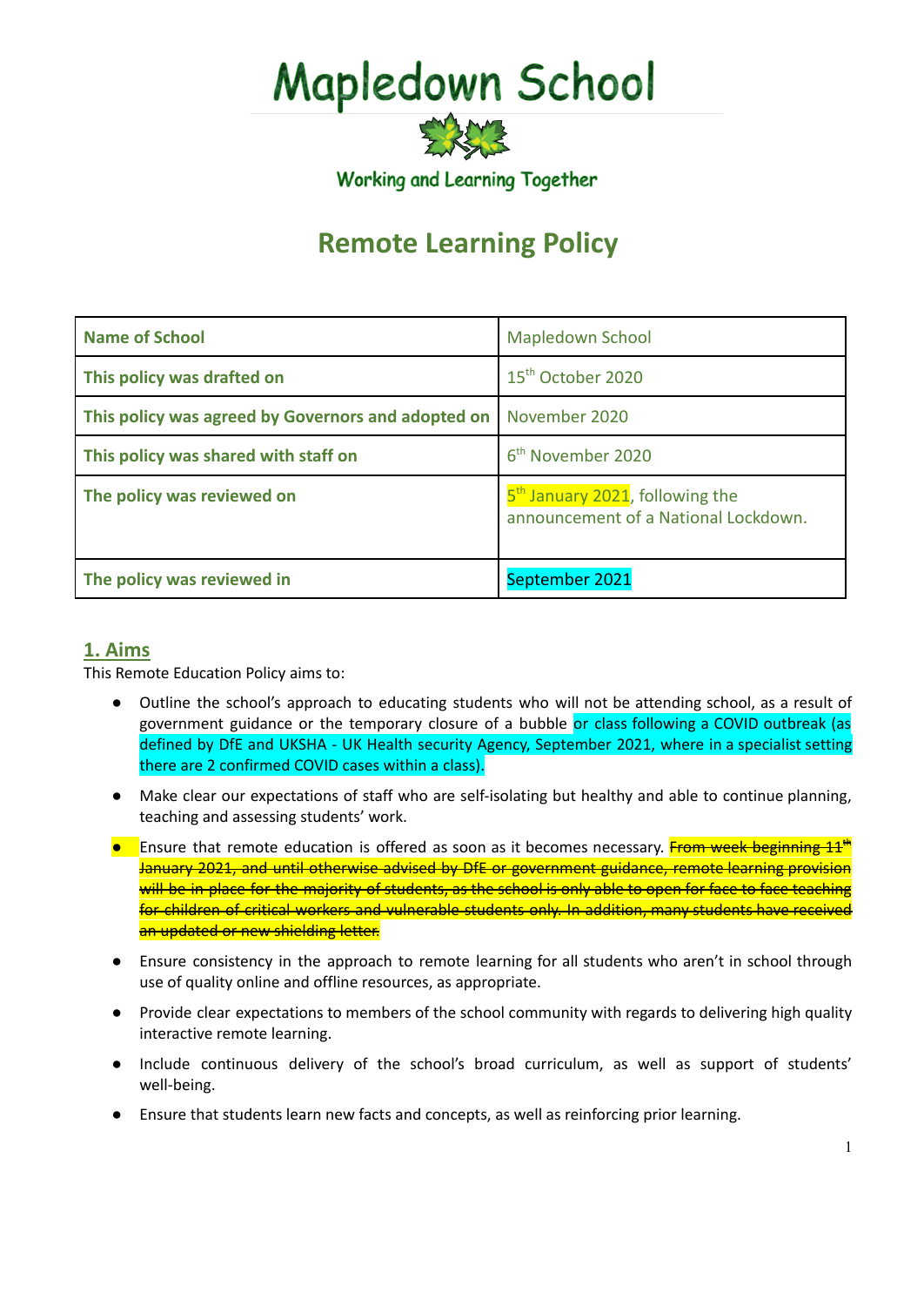# Mapledown School

Working and Learning Together

## Remote Learning Policy

| Name of School | Mapledown School |
|---|---|
| This policy was drafted on | 15th October 2020 |
| This policy was agreed by Governors and adopted on | November 2020 |
| This policy was shared with staff on | 6th November 2020 |
| The policy was reviewed on | 5th January 2021, following the announcement of a National Lockdown. |
| The policy was reviewed in | September 2021 |

## 1. Aims

This Remote Education Policy aims to:

- Outline the school's approach to educating students who will not be attending school, as a result of government guidance or the temporary closure of a bubble or class following a COVID outbreak (as defined by DfE and UKSHA - UK Health security Agency, September 2021, where in a specialist setting there are 2 confirmed COVID cases within a class).
- Make clear our expectations of staff who are self-isolating but healthy and able to continue planning, teaching and assessing students' work.
- Ensure that remote education is offered as soon as it becomes necessary. ~~From week beginning 11th January 2021, and until otherwise advised by DfE or government guidance, remote learning provision will be in place for the majority of students, as the school is only able to open for face to face teaching for children of critical workers and vulnerable students only. In addition, many students have received an updated or new shielding letter.~~
- Ensure consistency in the approach to remote learning for all students who aren't in school through use of quality online and offline resources, as appropriate.
- Provide clear expectations to members of the school community with regards to delivering high quality interactive remote learning.
- Include continuous delivery of the school's broad curriculum, as well as support of students' well-being.
- Ensure that students learn new facts and concepts, as well as reinforcing prior learning.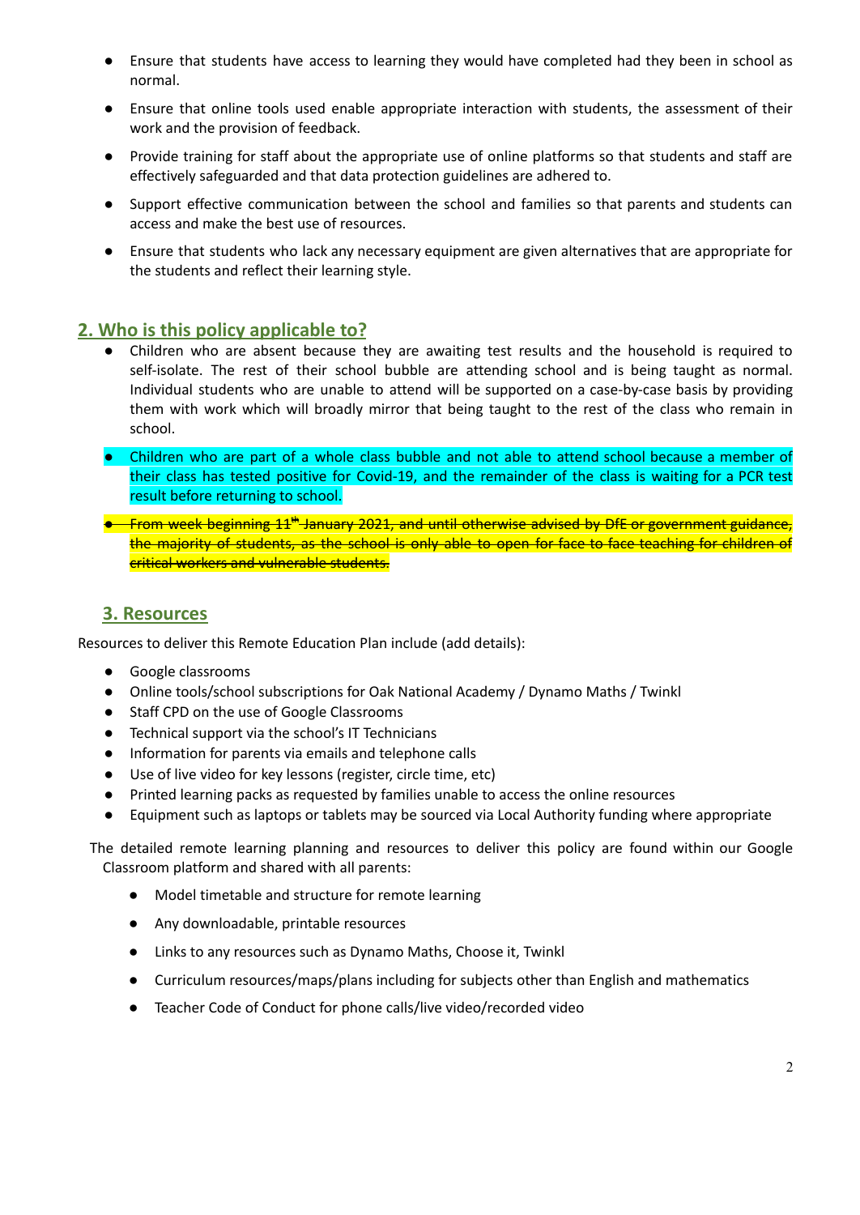- Ensure that students have access to learning they would have completed had they been in school as normal.
- Ensure that online tools used enable appropriate interaction with students, the assessment of their work and the provision of feedback.
- Provide training for staff about the appropriate use of online platforms so that students and staff are effectively safeguarded and that data protection guidelines are adhered to.
- Support effective communication between the school and families so that parents and students can access and make the best use of resources.
- Ensure that students who lack any necessary equipment are given alternatives that are appropriate for the students and reflect their learning style.

## 2. Who is this policy applicable to?

- Children who are absent because they are awaiting test results and the household is required to self-isolate. The rest of their school bubble are attending school and is being taught as normal. Individual students who are unable to attend will be supported on a case-by-case basis by providing them with work which will broadly mirror that being taught to the rest of the class who remain in school.
- Children who are part of a whole class bubble and not able to attend school because a member of their class has tested positive for Covid-19, and the remainder of the class is waiting for a PCR test result before returning to school.
- ~~From week beginning 11th January 2021, and until otherwise advised by DfE or government guidance, the majority of students, as the school is only able to open for face to face teaching for children of critical workers and vulnerable students.~~

## 3. Resources

Resources to deliver this Remote Education Plan include (add details):

- Google classrooms
- Online tools/school subscriptions for Oak National Academy / Dynamo Maths / Twinkl
- Staff CPD on the use of Google Classrooms
- Technical support via the school's IT Technicians
- Information for parents via emails and telephone calls
- Use of live video for key lessons (register, circle time, etc)
- Printed learning packs as requested by families unable to access the online resources
- Equipment such as laptops or tablets may be sourced via Local Authority funding where appropriate

The detailed remote learning planning and resources to deliver this policy are found within our Google Classroom platform and shared with all parents:

- Model timetable and structure for remote learning
- Any downloadable, printable resources
- Links to any resources such as Dynamo Maths, Choose it, Twinkl
- Curriculum resources/maps/plans including for subjects other than English and mathematics
- Teacher Code of Conduct for phone calls/live video/recorded video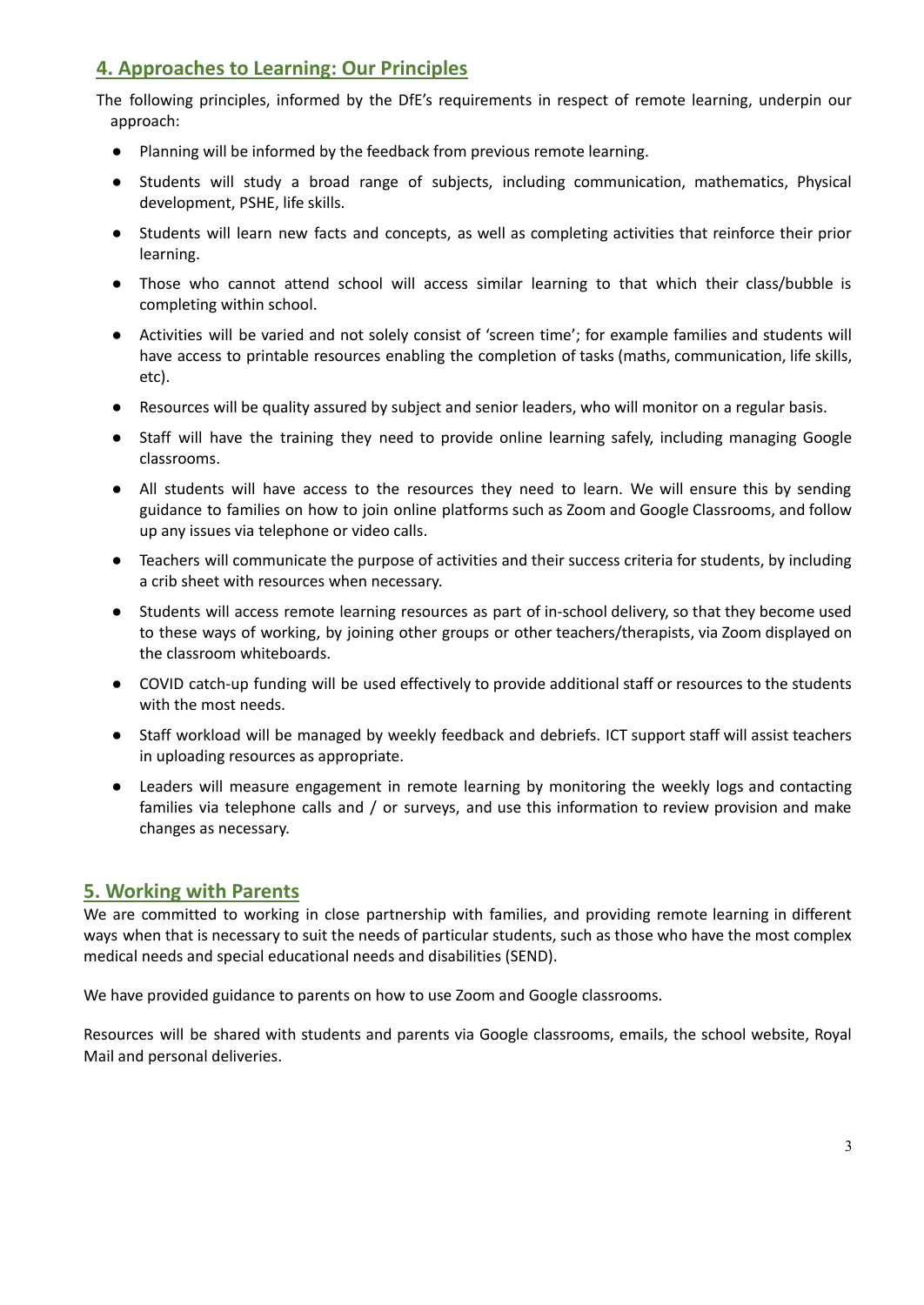## 4. Approaches to Learning: Our Principles

The following principles, informed by the DfE's requirements in respect of remote learning, underpin our approach:

- Planning will be informed by the feedback from previous remote learning.
- Students will study a broad range of subjects, including communication, mathematics, Physical development, PSHE, life skills.
- Students will learn new facts and concepts, as well as completing activities that reinforce their prior learning.
- Those who cannot attend school will access similar learning to that which their class/bubble is completing within school.
- Activities will be varied and not solely consist of 'screen time'; for example families and students will have access to printable resources enabling the completion of tasks (maths, communication, life skills, etc).
- Resources will be quality assured by subject and senior leaders, who will monitor on a regular basis.
- Staff will have the training they need to provide online learning safely, including managing Google classrooms.
- All students will have access to the resources they need to learn. We will ensure this by sending guidance to families on how to join online platforms such as Zoom and Google Classrooms, and follow up any issues via telephone or video calls.
- Teachers will communicate the purpose of activities and their success criteria for students, by including a crib sheet with resources when necessary.
- Students will access remote learning resources as part of in-school delivery, so that they become used to these ways of working, by joining other groups or other teachers/therapists, via Zoom displayed on the classroom whiteboards.
- COVID catch-up funding will be used effectively to provide additional staff or resources to the students with the most needs.
- Staff workload will be managed by weekly feedback and debriefs. ICT support staff will assist teachers in uploading resources as appropriate.
- Leaders will measure engagement in remote learning by monitoring the weekly logs and contacting families via telephone calls and / or surveys, and use this information to review provision and make changes as necessary.

## 5. Working with Parents

We are committed to working in close partnership with families, and providing remote learning in different ways when that is necessary to suit the needs of particular students, such as those who have the most complex medical needs and special educational needs and disabilities (SEND).

We have provided guidance to parents on how to use Zoom and Google classrooms.

Resources will be shared with students and parents via Google classrooms, emails, the school website, Royal Mail and personal deliveries.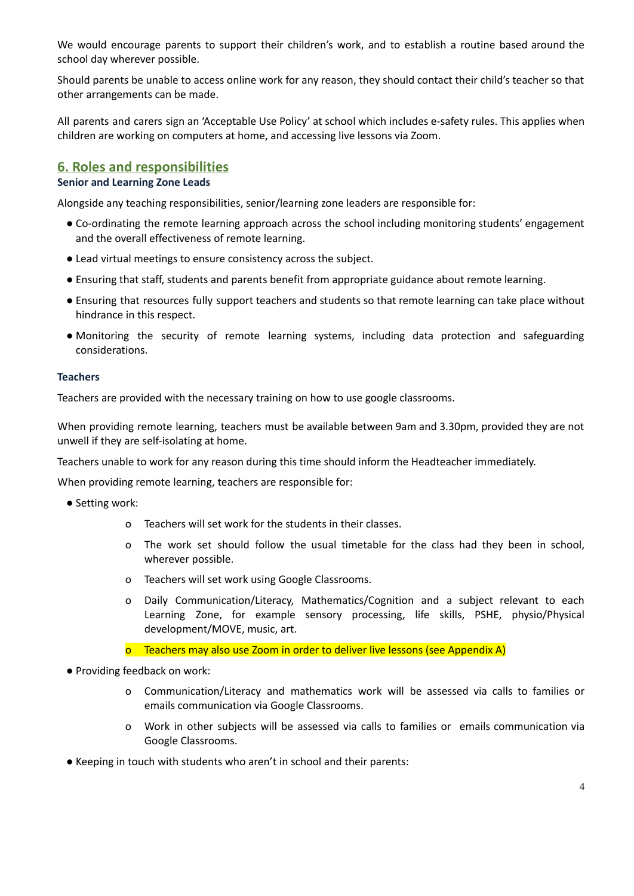We would encourage parents to support their children's work, and to establish a routine based around the school day wherever possible.

Should parents be unable to access online work for any reason, they should contact their child's teacher so that other arrangements can be made.

All parents and carers sign an 'Acceptable Use Policy' at school which includes e-safety rules. This applies when children are working on computers at home, and accessing live lessons via Zoom.

## 6. Roles and responsibilities

### Senior and Learning Zone Leads

Alongside any teaching responsibilities, senior/learning zone leaders are responsible for:

- Co-ordinating the remote learning approach across the school including monitoring students' engagement and the overall effectiveness of remote learning.
- Lead virtual meetings to ensure consistency across the subject.
- Ensuring that staff, students and parents benefit from appropriate guidance about remote learning.
- Ensuring that resources fully support teachers and students so that remote learning can take place without hindrance in this respect.
- Monitoring the security of remote learning systems, including data protection and safeguarding considerations.

### Teachers

Teachers are provided with the necessary training on how to use google classrooms.

When providing remote learning, teachers must be available between 9am and 3.30pm, provided they are not unwell if they are self-isolating at home.

Teachers unable to work for any reason during this time should inform the Headteacher immediately.

When providing remote learning, teachers are responsible for:

- Setting work:
  - Teachers will set work for the students in their classes.
  - The work set should follow the usual timetable for the class had they been in school, wherever possible.
  - Teachers will set work using Google Classrooms.
  - Daily Communication/Literacy, Mathematics/Cognition and a subject relevant to each Learning Zone, for example sensory processing, life skills, PSHE, physio/Physical development/MOVE, music, art.
  - Teachers may also use Zoom in order to deliver live lessons (see Appendix A)
- Providing feedback on work:
  - Communication/Literacy and mathematics work will be assessed via calls to families or emails communication via Google Classrooms.
  - Work in other subjects will be assessed via calls to families or emails communication via Google Classrooms.
- Keeping in touch with students who aren't in school and their parents: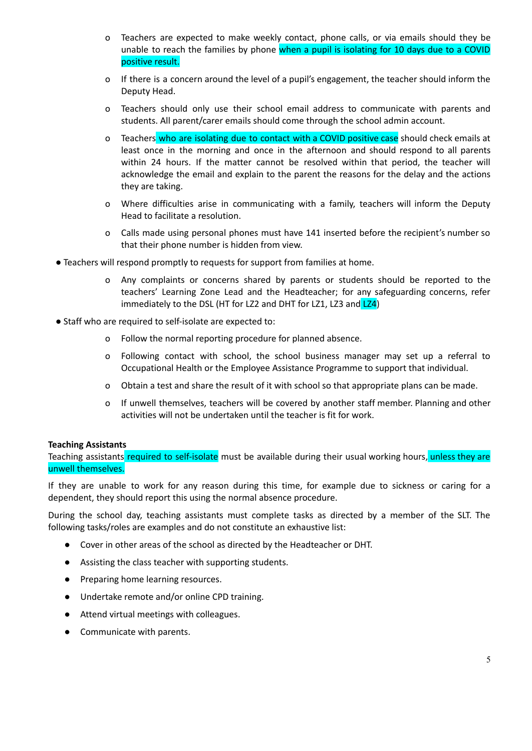- Teachers are expected to make weekly contact, phone calls, or via emails should they be unable to reach the families by phone when a pupil is isolating for 10 days due to a COVID positive result.
- If there is a concern around the level of a pupil's engagement, the teacher should inform the Deputy Head.
- Teachers should only use their school email address to communicate with parents and students. All parent/carer emails should come through the school admin account.
- Teachers who are isolating due to contact with a COVID positive case should check emails at least once in the morning and once in the afternoon and should respond to all parents within 24 hours. If the matter cannot be resolved within that period, the teacher will acknowledge the email and explain to the parent the reasons for the delay and the actions they are taking.
- Where difficulties arise in communicating with a family, teachers will inform the Deputy Head to facilitate a resolution.
- Calls made using personal phones must have 141 inserted before the recipient's number so that their phone number is hidden from view.

- Teachers will respond promptly to requests for support from families at home.
  - Any complaints or concerns shared by parents or students should be reported to the teachers' Learning Zone Lead and the Headteacher; for any safeguarding concerns, refer immediately to the DSL (HT for LZ2 and DHT for LZ1, LZ3 and LZ4)
- Staff who are required to self-isolate are expected to:
  - Follow the normal reporting procedure for planned absence.
  - Following contact with school, the school business manager may set up a referral to Occupational Health or the Employee Assistance Programme to support that individual.
  - Obtain a test and share the result of it with school so that appropriate plans can be made.
  - If unwell themselves, teachers will be covered by another staff member. Planning and other activities will not be undertaken until the teacher is fit for work.

**Teaching Assistants**

Teaching assistants required to self-isolate must be available during their usual working hours, unless they are unwell themselves.

If they are unable to work for any reason during this time, for example due to sickness or caring for a dependent, they should report this using the normal absence procedure.

During the school day, teaching assistants must complete tasks as directed by a member of the SLT. The following tasks/roles are examples and do not constitute an exhaustive list:

- Cover in other areas of the school as directed by the Headteacher or DHT.
- Assisting the class teacher with supporting students.
- Preparing home learning resources.
- Undertake remote and/or online CPD training.
- Attend virtual meetings with colleagues.
- Communicate with parents.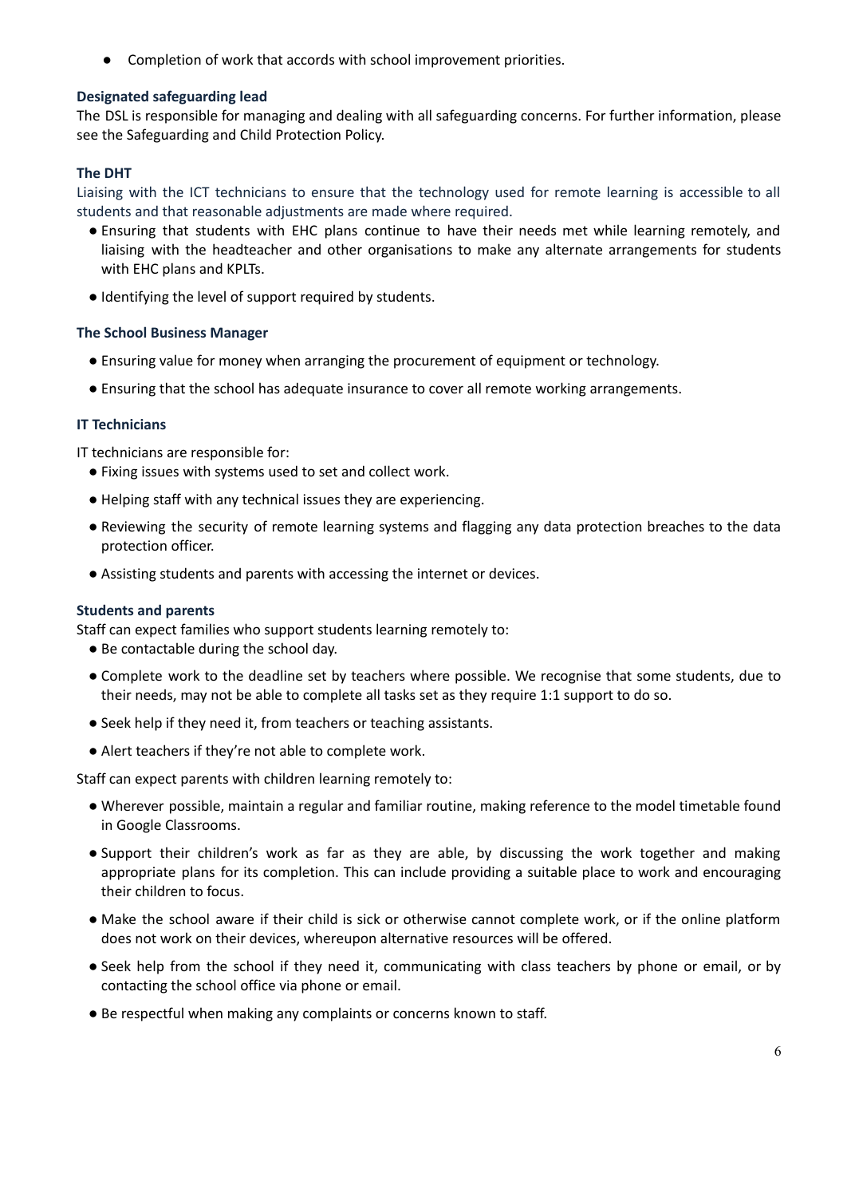- Completion of work that accords with school improvement priorities.

**Designated safeguarding lead**

The DSL is responsible for managing and dealing with all safeguarding concerns. For further information, please see the Safeguarding and Child Protection Policy.

**The DHT**

Liaising with the ICT technicians to ensure that the technology used for remote learning is accessible to all students and that reasonable adjustments are made where required.

- Ensuring that students with EHC plans continue to have their needs met while learning remotely, and liaising with the headteacher and other organisations to make any alternate arrangements for students with EHC plans and KPLTs.
- Identifying the level of support required by students.

**The School Business Manager**

- Ensuring value for money when arranging the procurement of equipment or technology.
- Ensuring that the school has adequate insurance to cover all remote working arrangements.

**IT Technicians**

IT technicians are responsible for:

- Fixing issues with systems used to set and collect work.
- Helping staff with any technical issues they are experiencing.
- Reviewing the security of remote learning systems and flagging any data protection breaches to the data protection officer.
- Assisting students and parents with accessing the internet or devices.

**Students and parents**

Staff can expect families who support students learning remotely to:

- Be contactable during the school day.
- Complete work to the deadline set by teachers where possible. We recognise that some students, due to their needs, may not be able to complete all tasks set as they require 1:1 support to do so.
- Seek help if they need it, from teachers or teaching assistants.
- Alert teachers if they're not able to complete work.

Staff can expect parents with children learning remotely to:

- Wherever possible, maintain a regular and familiar routine, making reference to the model timetable found in Google Classrooms.
- Support their children's work as far as they are able, by discussing the work together and making appropriate plans for its completion. This can include providing a suitable place to work and encouraging their children to focus.
- Make the school aware if their child is sick or otherwise cannot complete work, or if the online platform does not work on their devices, whereupon alternative resources will be offered.
- Seek help from the school if they need it, communicating with class teachers by phone or email, or by contacting the school office via phone or email.
- Be respectful when making any complaints or concerns known to staff.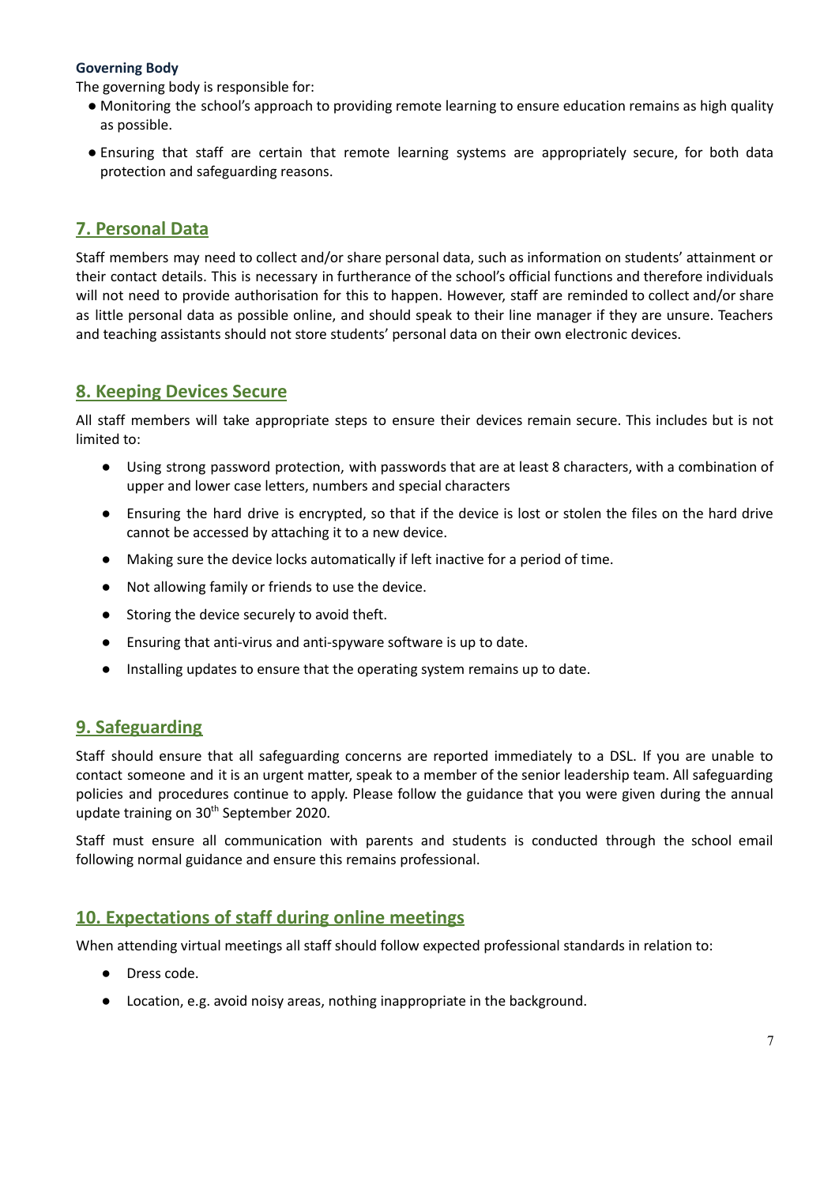**Governing Body**

The governing body is responsible for:

- Monitoring the school's approach to providing remote learning to ensure education remains as high quality as possible.
- Ensuring that staff are certain that remote learning systems are appropriately secure, for both data protection and safeguarding reasons.

## 7. Personal Data

Staff members may need to collect and/or share personal data, such as information on students' attainment or their contact details. This is necessary in furtherance of the school's official functions and therefore individuals will not need to provide authorisation for this to happen. However, staff are reminded to collect and/or share as little personal data as possible online, and should speak to their line manager if they are unsure. Teachers and teaching assistants should not store students' personal data on their own electronic devices.

## 8. Keeping Devices Secure

All staff members will take appropriate steps to ensure their devices remain secure. This includes but is not limited to:

- Using strong password protection, with passwords that are at least 8 characters, with a combination of upper and lower case letters, numbers and special characters
- Ensuring the hard drive is encrypted, so that if the device is lost or stolen the files on the hard drive cannot be accessed by attaching it to a new device.
- Making sure the device locks automatically if left inactive for a period of time.
- Not allowing family or friends to use the device.
- Storing the device securely to avoid theft.
- Ensuring that anti-virus and anti-spyware software is up to date.
- Installing updates to ensure that the operating system remains up to date.

## 9. Safeguarding

Staff should ensure that all safeguarding concerns are reported immediately to a DSL. If you are unable to contact someone and it is an urgent matter, speak to a member of the senior leadership team. All safeguarding policies and procedures continue to apply. Please follow the guidance that you were given during the annual update training on 30th September 2020.

Staff must ensure all communication with parents and students is conducted through the school email following normal guidance and ensure this remains professional.

## 10. Expectations of staff during online meetings

When attending virtual meetings all staff should follow expected professional standards in relation to:

- Dress code.
- Location, e.g. avoid noisy areas, nothing inappropriate in the background.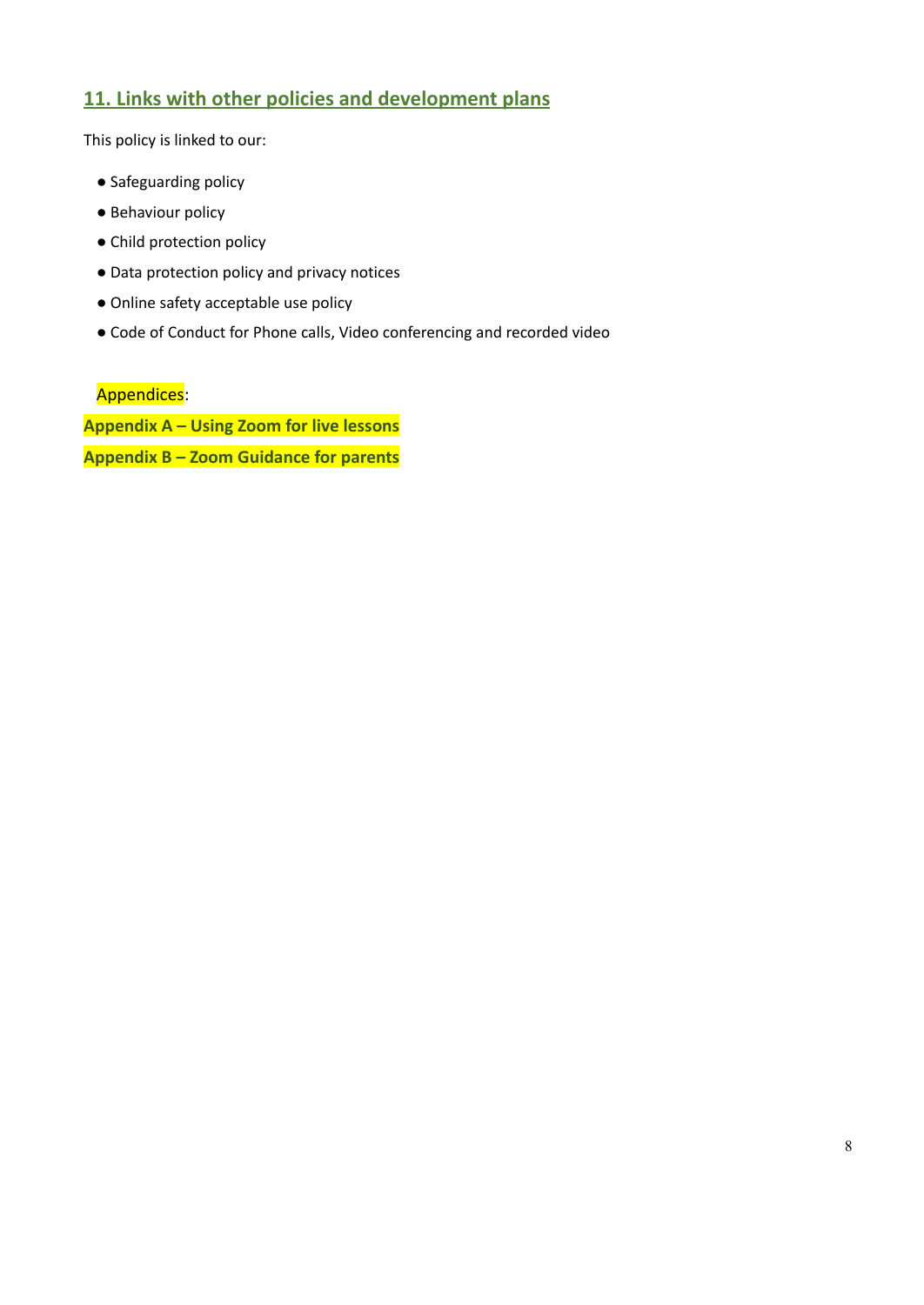## 11. Links with other policies and development plans

This policy is linked to our:

- Safeguarding policy
- Behaviour policy
- Child protection policy
- Data protection policy and privacy notices
- Online safety acceptable use policy
- Code of Conduct for Phone calls, Video conferencing and recorded video

Appendices:

**Appendix A – Using Zoom for live lessons**

**Appendix B – Zoom Guidance for parents**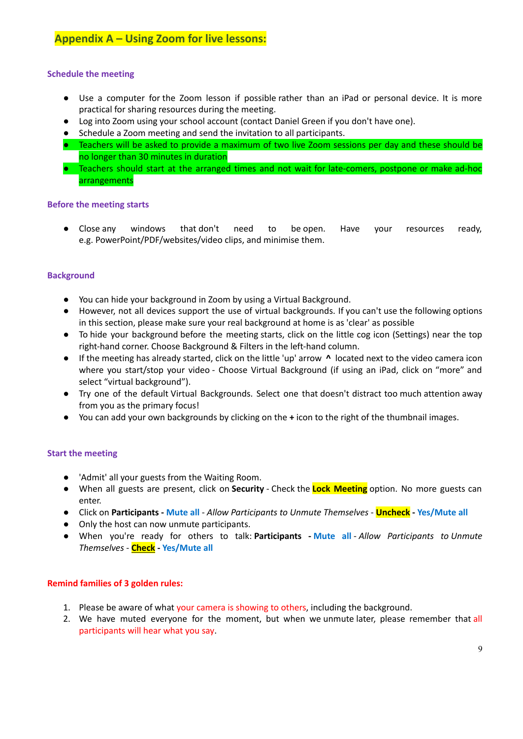# Appendix A – Using Zoom for live lessons:

### Schedule the meeting

- Use a computer for the Zoom lesson if possible rather than an iPad or personal device. It is more practical for sharing resources during the meeting.
- Log into Zoom using your school account (contact Daniel Green if you don't have one).
- Schedule a Zoom meeting and send the invitation to all participants.
- Teachers will be asked to provide a maximum of two live Zoom sessions per day and these should be no longer than 30 minutes in duration
- Teachers should start at the arranged times and not wait for late-comers, postpone or make ad-hoc arrangements

### Before the meeting starts

- Close any windows that don't need to be open. Have your resources ready, e.g. PowerPoint/PDF/websites/video clips, and minimise them.

### Background

- You can hide your background in Zoom by using a Virtual Background.
- However, not all devices support the use of virtual backgrounds. If you can't use the following options in this section, please make sure your real background at home is as 'clear' as possible
- To hide your background before the meeting starts, click on the little cog icon (Settings) near the top right-hand corner. Choose Background & Filters in the left-hand column.
- If the meeting has already started, click on the little 'up' arrow **^** located next to the video camera icon where you start/stop your video - Choose Virtual Background (if using an iPad, click on "more" and select "virtual background").
- Try one of the default Virtual Backgrounds. Select one that doesn't distract too much attention away from you as the primary focus!
- You can add your own backgrounds by clicking on the **+** icon to the right of the thumbnail images.

### Start the meeting

- 'Admit' all your guests from the Waiting Room.
- When all guests are present, click on **Security** - Check the **Lock Meeting** option. No more guests can enter.
- Click on **Participants** - Mute all - *Allow Participants to Unmute Themselves* - **Uncheck** - Yes/Mute all
- Only the host can now unmute participants.
- When you're ready for others to talk: **Participants** - Mute all - *Allow Participants to Unmute Themselves* - **Check** - Yes/Mute all

### Remind families of 3 golden rules:

1. Please be aware of what your camera is showing to others, including the background.
2. We have muted everyone for the moment, but when we unmute later, please remember that all participants will hear what you say.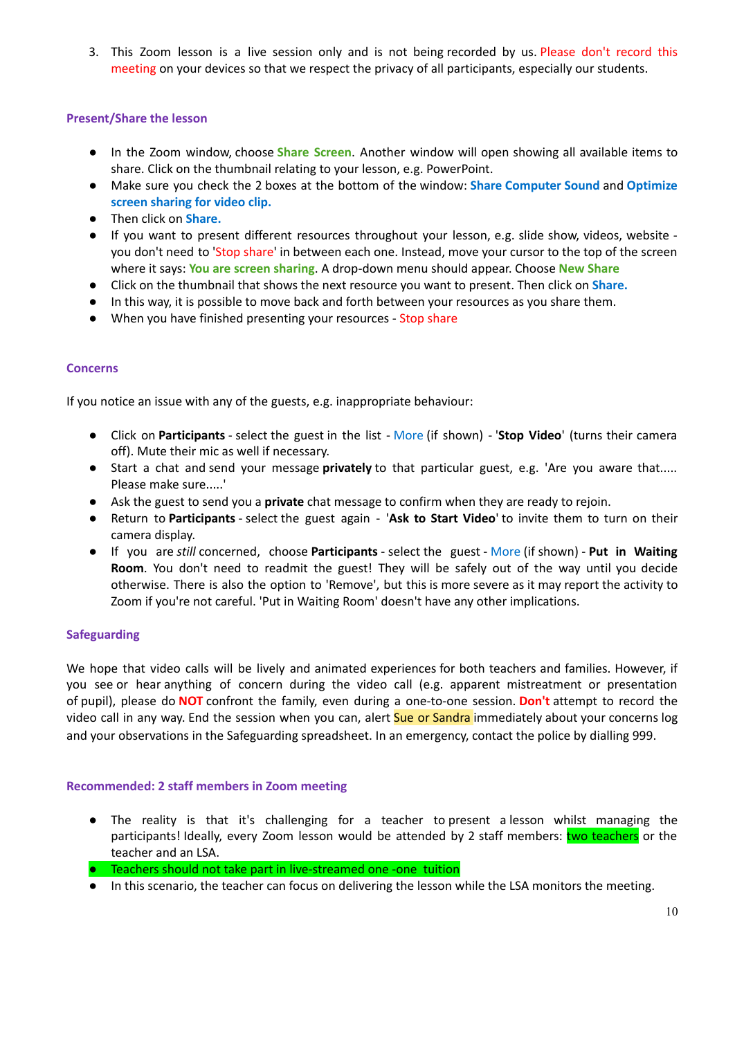3. This Zoom lesson is a live session only and is not being recorded by us. Please don't record this meeting on your devices so that we respect the privacy of all participants, especially our students.

### Present/Share the lesson

- In the Zoom window, choose **Share Screen**. Another window will open showing all available items to share. Click on the thumbnail relating to your lesson, e.g. PowerPoint.
- Make sure you check the 2 boxes at the bottom of the window: **Share Computer Sound** and **Optimize screen sharing for video clip.**
- Then click on **Share.**
- If you want to present different resources throughout your lesson, e.g. slide show, videos, website - you don't need to 'Stop share' in between each one. Instead, move your cursor to the top of the screen where it says: **You are screen sharing**. A drop-down menu should appear. Choose **New Share**
- Click on the thumbnail that shows the next resource you want to present. Then click on **Share.**
- In this way, it is possible to move back and forth between your resources as you share them.
- When you have finished presenting your resources - Stop share

### Concerns

If you notice an issue with any of the guests, e.g. inappropriate behaviour:

- Click on **Participants** - select the guest in the list - More (if shown) - '**Stop Video**' (turns their camera off). Mute their mic as well if necessary.
- Start a chat and send your message **privately** to that particular guest, e.g. 'Are you aware that..... Please make sure.....'
- Ask the guest to send you a **private** chat message to confirm when they are ready to rejoin.
- Return to **Participants** - select the guest again - '**Ask to Start Video**' to invite them to turn on their camera display.
- If you are *still* concerned, choose **Participants** - select the guest - More (if shown) - **Put in Waiting Room**. You don't need to readmit the guest! They will be safely out of the way until you decide otherwise. There is also the option to 'Remove', but this is more severe as it may report the activity to Zoom if you're not careful. 'Put in Waiting Room' doesn't have any other implications.

### Safeguarding

We hope that video calls will be lively and animated experiences for both teachers and families. However, if you see or hear anything of concern during the video call (e.g. apparent mistreatment or presentation of pupil), please do **NOT** confront the family, even during a one-to-one session. **Don't** attempt to record the video call in any way. End the session when you can, alert Sue or Sandra immediately about your concerns log and your observations in the Safeguarding spreadsheet. In an emergency, contact the police by dialling 999.

### Recommended: 2 staff members in Zoom meeting

- The reality is that it's challenging for a teacher to present a lesson whilst managing the participants! Ideally, every Zoom lesson would be attended by 2 staff members: two teachers or the teacher and an LSA.
- Teachers should not take part in live-streamed one -one tuition
- In this scenario, the teacher can focus on delivering the lesson while the LSA monitors the meeting.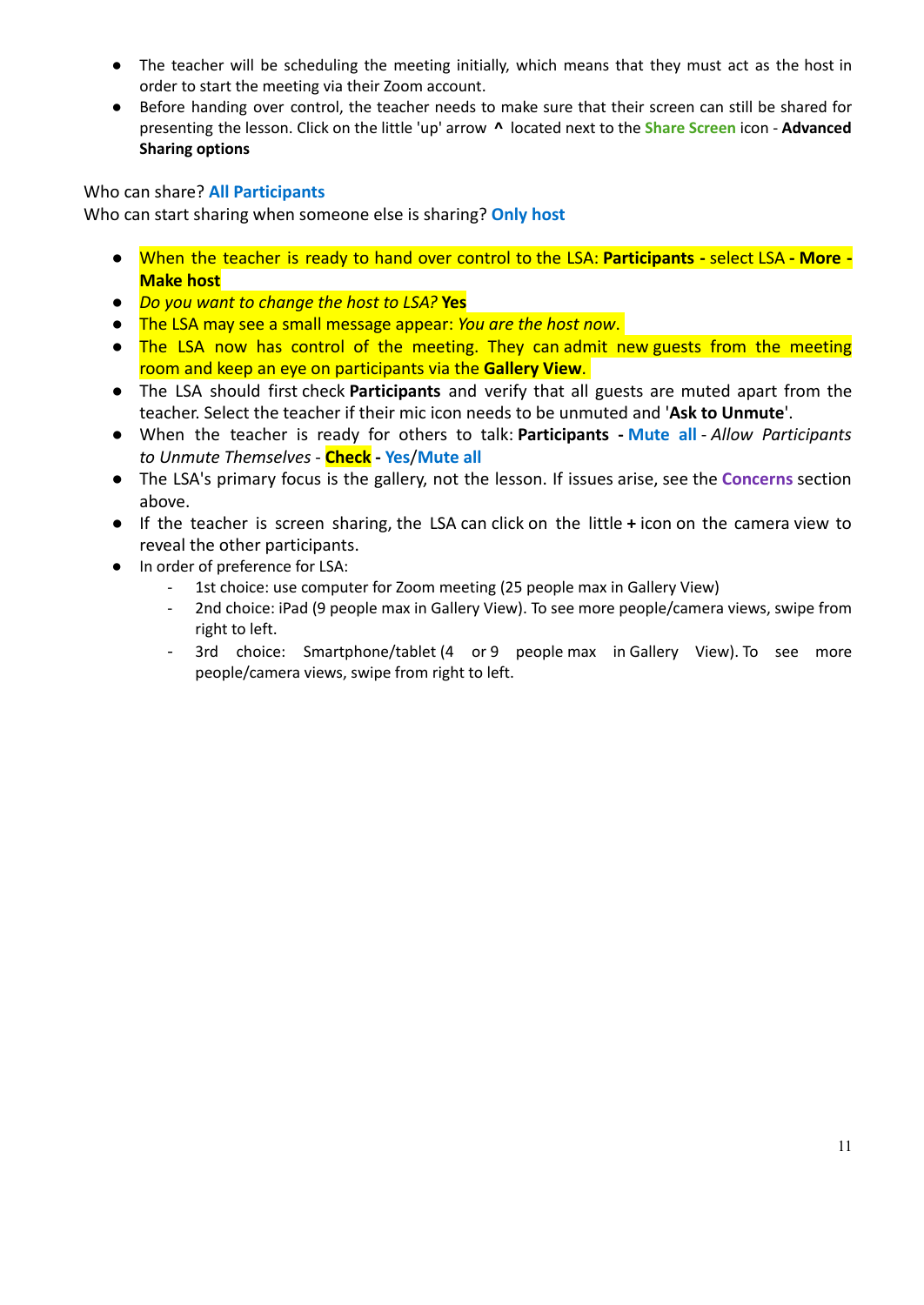- The teacher will be scheduling the meeting initially, which means that they must act as the host in order to start the meeting via their Zoom account.
- Before handing over control, the teacher needs to make sure that their screen can still be shared for presenting the lesson. Click on the little 'up' arrow **^** located next to the **Share Screen** icon - **Advanced Sharing options**

Who can share? **All Participants**
Who can start sharing when someone else is sharing? **Only host**

- When the teacher is ready to hand over control to the LSA: **Participants -** select LSA **- More - Make host**
- *Do you want to change the host to LSA?* **Yes**
- The LSA may see a small message appear: *You are the host now*.
- The LSA now has control of the meeting. They can admit new guests from the meeting room and keep an eye on participants via the **Gallery View**.
- The LSA should first check **Participants** and verify that all guests are muted apart from the teacher. Select the teacher if their mic icon needs to be unmuted and '**Ask to Unmute**'.
- When the teacher is ready for others to talk: **Participants - Mute all** - *Allow Participants to Unmute Themselves* - **Check - Yes**/**Mute all**
- The LSA's primary focus is the gallery, not the lesson. If issues arise, see the **Concerns** section above.
- If the teacher is screen sharing, the LSA can click on the little **+** icon on the camera view to reveal the other participants.
- In order of preference for LSA:
  - 1st choice: use computer for Zoom meeting (25 people max in Gallery View)
  - 2nd choice: iPad (9 people max in Gallery View). To see more people/camera views, swipe from right to left.
  - 3rd choice: Smartphone/tablet (4 or 9 people max in Gallery View). To see more people/camera views, swipe from right to left.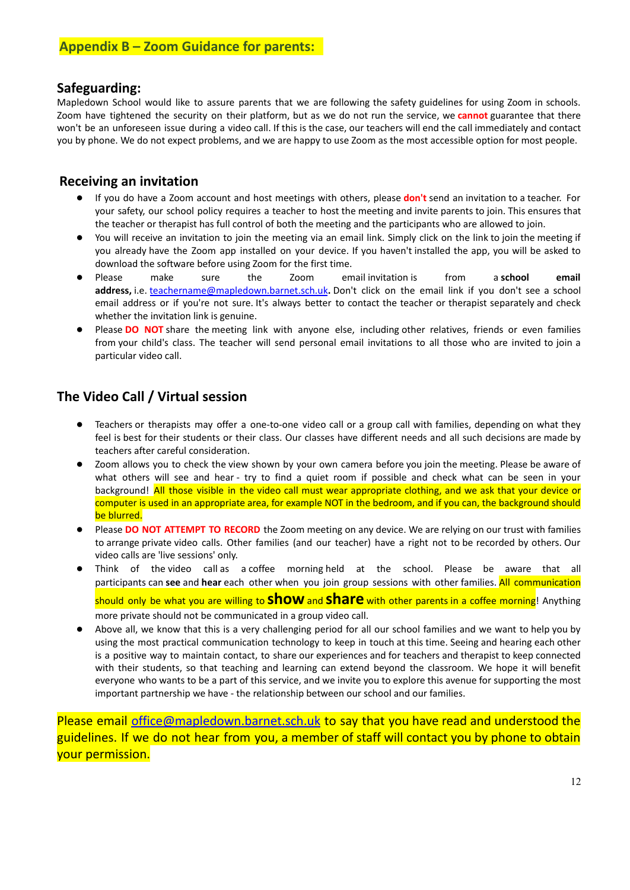## Appendix B – Zoom Guidance for parents:

### Safeguarding:

Mapledown School would like to assure parents that we are following the safety guidelines for using Zoom in schools. Zoom have tightened the security on their platform, but as we do not run the service, we **cannot** guarantee that there won't be an unforeseen issue during a video call. If this is the case, our teachers will end the call immediately and contact you by phone. We do not expect problems, and we are happy to use Zoom as the most accessible option for most people.

### Receiving an invitation

- If you do have a Zoom account and host meetings with others, please **don't** send an invitation to a teacher. For your safety, our school policy requires a teacher to host the meeting and invite parents to join. This ensures that the teacher or therapist has full control of both the meeting and the participants who are allowed to join.
- You will receive an invitation to join the meeting via an email link. Simply click on the link to join the meeting if you already have the Zoom app installed on your device. If you haven't installed the app, you will be asked to download the software before using Zoom for the first time.
- Please make sure the Zoom email invitation is from a **school email address,** i.e. teachername@mapledown.barnet.sch.uk**.** Don't click on the email link if you don't see a school email address or if you're not sure. It's always better to contact the teacher or therapist separately and check whether the invitation link is genuine.
- Please **DO NOT** share the meeting link with anyone else, including other relatives, friends or even families from your child's class. The teacher will send personal email invitations to all those who are invited to join a particular video call.

### The Video Call / Virtual session

- Teachers or therapists may offer a one-to-one video call or a group call with families, depending on what they feel is best for their students or their class. Our classes have different needs and all such decisions are made by teachers after careful consideration.
- Zoom allows you to check the view shown by your own camera before you join the meeting. Please be aware of what others will see and hear - try to find a quiet room if possible and check what can be seen in your background! All those visible in the video call must wear appropriate clothing, and we ask that your device or computer is used in an appropriate area, for example NOT in the bedroom, and if you can, the background should be blurred.
- Please **DO NOT ATTEMPT TO RECORD** the Zoom meeting on any device. We are relying on our trust with families to arrange private video calls. Other families (and our teacher) have a right not to be recorded by others. Our video calls are 'live sessions' only.
- Think of the video call as a coffee morning held at the school. Please be aware that all participants can **see** and **hear** each other when you join group sessions with other families. All communication should only be what you are willing to **show** and **share** with other parents in a coffee morning! Anything more private should not be communicated in a group video call.
- Above all, we know that this is a very challenging period for all our school families and we want to help you by using the most practical communication technology to keep in touch at this time. Seeing and hearing each other is a positive way to maintain contact, to share our experiences and for teachers and therapist to keep connected with their students, so that teaching and learning can extend beyond the classroom. We hope it will benefit everyone who wants to be a part of this service, and we invite you to explore this avenue for supporting the most important partnership we have - the relationship between our school and our families.

Please email office@mapledown.barnet.sch.uk to say that you have read and understood the guidelines. If we do not hear from you, a member of staff will contact you by phone to obtain your permission.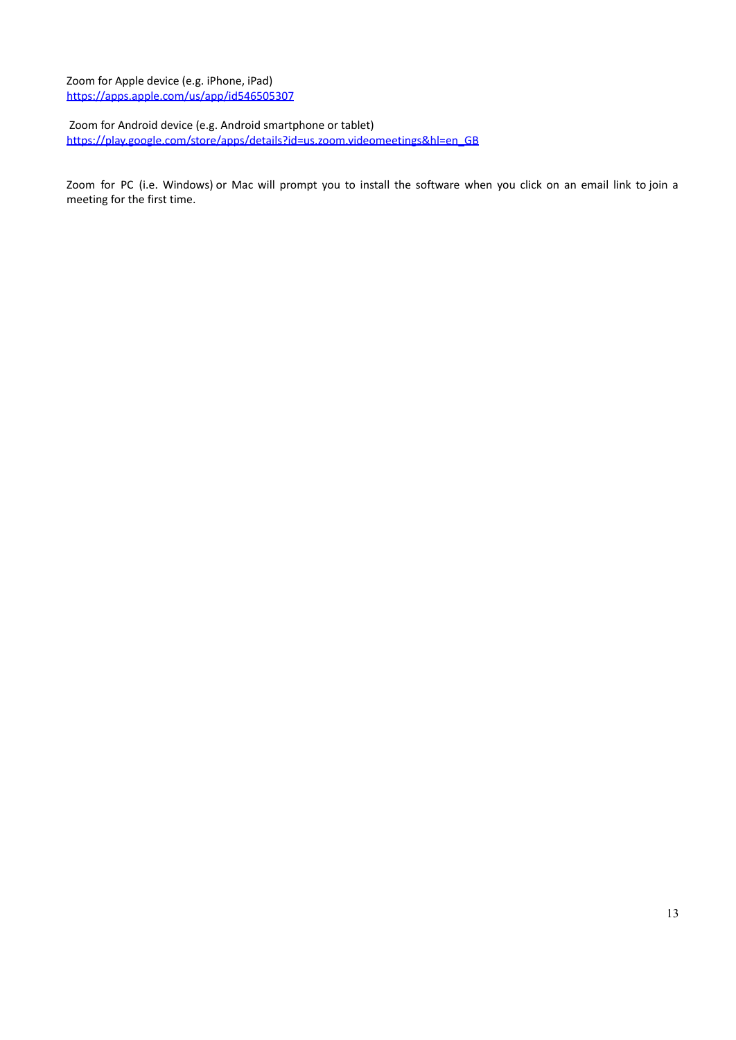Zoom for Apple device (e.g. iPhone, iPad)
https://apps.apple.com/us/app/id546505307

Zoom for Android device (e.g. Android smartphone or tablet)
https://play.google.com/store/apps/details?id=us.zoom.videomeetings&hl=en_GB

Zoom for PC (i.e. Windows) or Mac will prompt you to install the software when you click on an email link to join a meeting for the first time.